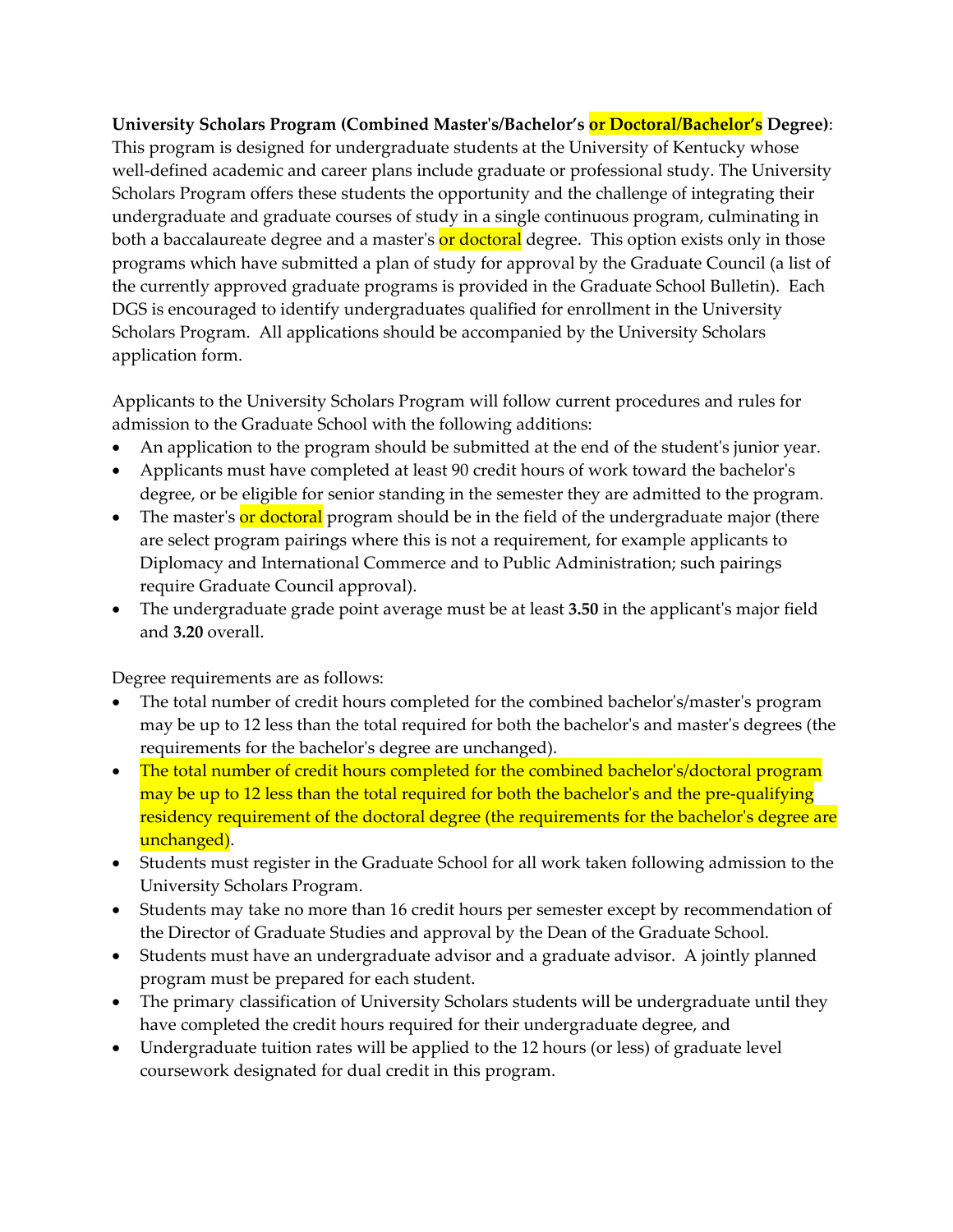**University Scholars Program (Combined Master's/Bachelor's or Doctoral/Bachelor's Degree)**: This program is designed for undergraduate students at the University of Kentucky whose well-defined academic and career plans include graduate or professional study. The University Scholars Program offers these students the opportunity and the challenge of integrating their undergraduate and graduate courses of study in a single continuous program, culminating in both a baccalaureate degree and a master's or doctoral degree. This option exists only in those programs which have submitted a plan of study for approval by the Graduate Council (a list of the currently approved graduate programs is provided in the Graduate School Bulletin). Each DGS is encouraged to identify undergraduates qualified for enrollment in the University Scholars Program. All applications should be accompanied by the University Scholars application form.

Applicants to the University Scholars Program will follow current procedures and rules for admission to the Graduate School with the following additions:

- An application to the program should be submitted at the end of the student's junior year.
- Applicants must have completed at least 90 credit hours of work toward the bachelor's degree, or be eligible for senior standing in the semester they are admitted to the program.
- The master's or doctoral program should be in the field of the undergraduate major (there are select program pairings where this is not a requirement, for example applicants to Diplomacy and International Commerce and to Public Administration; such pairings require Graduate Council approval).
- The undergraduate grade point average must be at least **3.50** in the applicant's major field and **3.20** overall.

Degree requirements are as follows:

- The total number of credit hours completed for the combined bachelor's/master's program may be up to 12 less than the total required for both the bachelor's and master's degrees (the requirements for the bachelor's degree are unchanged).
- The total number of credit hours completed for the combined bachelor's/doctoral program may be up to 12 less than the total required for both the bachelor's and the pre-qualifying residency requirement of the doctoral degree (the requirements for the bachelor's degree are unchanged).
- Students must register in the Graduate School for all work taken following admission to the University Scholars Program.
- Students may take no more than 16 credit hours per semester except by recommendation of the Director of Graduate Studies and approval by the Dean of the Graduate School.
- Students must have an undergraduate advisor and a graduate advisor. A jointly planned program must be prepared for each student.
- The primary classification of University Scholars students will be undergraduate until they have completed the credit hours required for their undergraduate degree, and
- Undergraduate tuition rates will be applied to the 12 hours (or less) of graduate level coursework designated for dual credit in this program.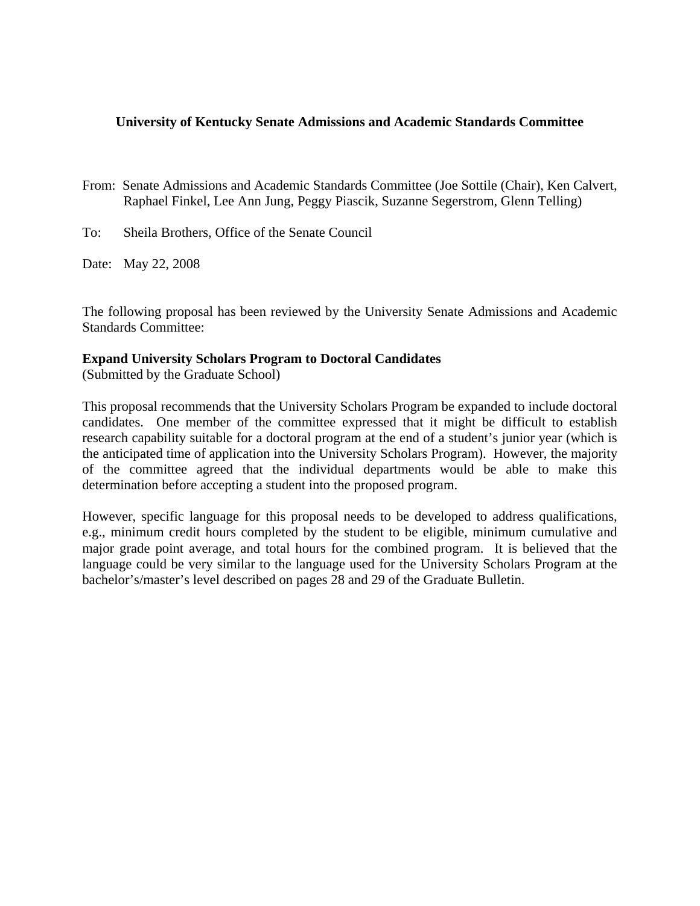**University of Kentucky Senate Admissions and Academic Standards Committee**

From: Senate Admissions and Academic Standards Committee (Joe Sottile (Chair), Ken Calvert, Raphael Finkel, Lee Ann Jung, Peggy Piascik, Suzanne Segerstrom, Glenn Telling)

To: Sheila Brothers, Office of the Senate Council

Date: May 22, 2008

The following proposal has been reviewed by the University Senate Admissions and Academic Standards Committee:

**Expand University Scholars Program to Doctoral Candidates**
(Submitted by the Graduate School)

This proposal recommends that the University Scholars Program be expanded to include doctoral candidates. One member of the committee expressed that it might be difficult to establish research capability suitable for a doctoral program at the end of a student's junior year (which is the anticipated time of application into the University Scholars Program). However, the majority of the committee agreed that the individual departments would be able to make this determination before accepting a student into the proposed program.

However, specific language for this proposal needs to be developed to address qualifications, e.g., minimum credit hours completed by the student to be eligible, minimum cumulative and major grade point average, and total hours for the combined program. It is believed that the language could be very similar to the language used for the University Scholars Program at the bachelor's/master's level described on pages 28 and 29 of the Graduate Bulletin.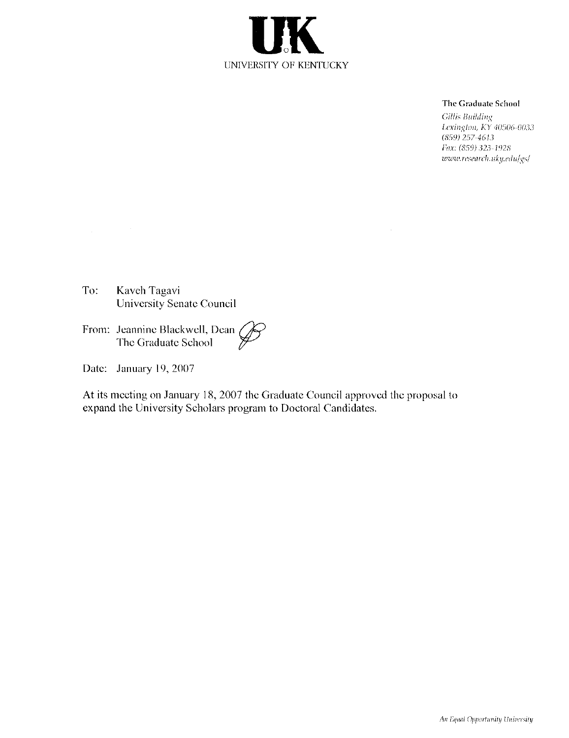# UK

UNIVERSITY OF KENTUCKY

**The Graduate School**
*Gillis Building*
*Lexington, KY 40506-0033*
*(859) 257-4613*
*Fax: (859) 323-1928*
*www.research.uky.edu/gs/*

To: Kaveh Tagavi
University Senate Council

From: Jeannine Blackwell, Dean
The Graduate School

Date: January 19, 2007

At its meeting on January 18, 2007 the Graduate Council approved the proposal to expand the University Scholars program to Doctoral Candidates.

*An Equal Opportunity University*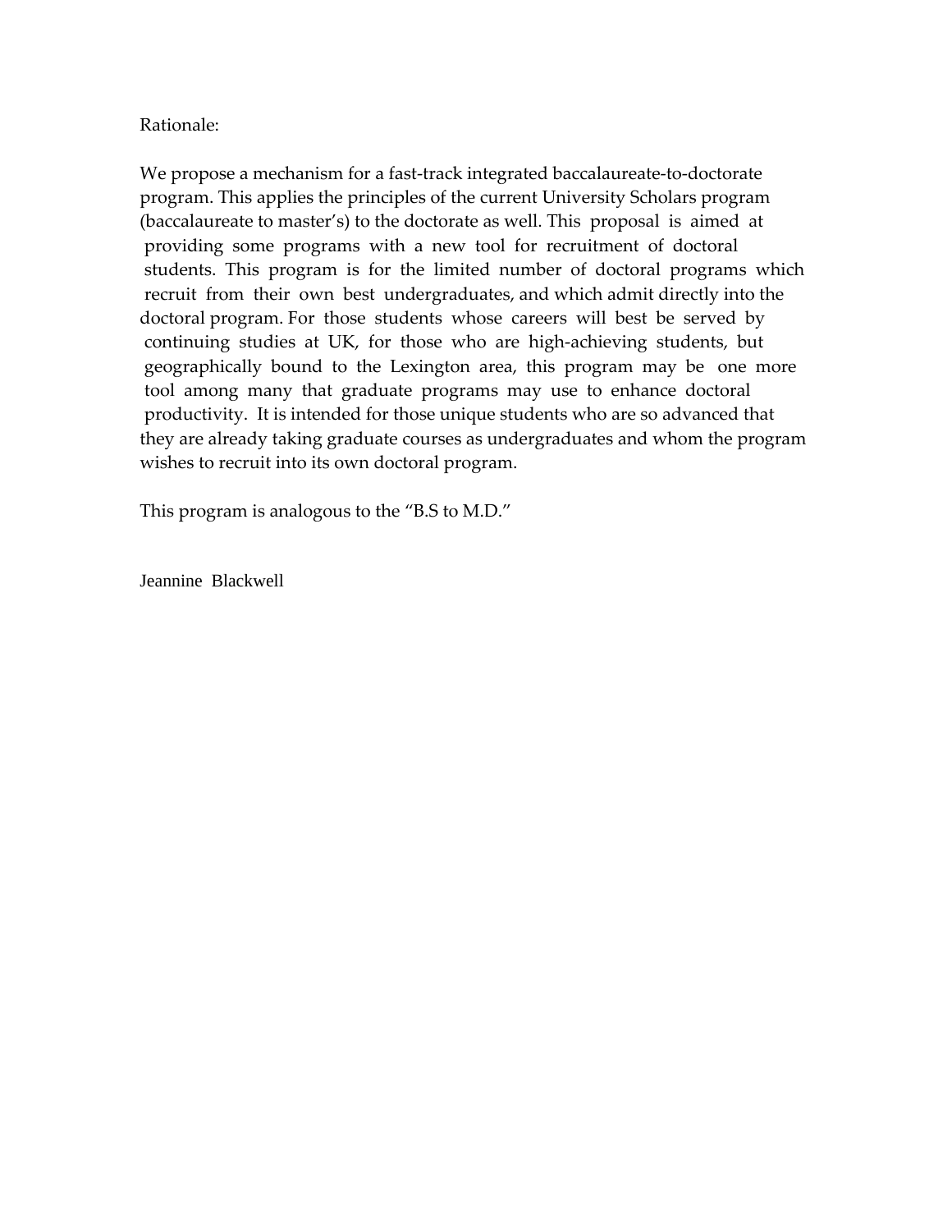Rationale:

We propose a mechanism for a fast-track integrated baccalaureate-to-doctorate program. This applies the principles of the current University Scholars program (baccalaureate to master's) to the doctorate as well. This proposal is aimed at providing some programs with a new tool for recruitment of doctoral students. This program is for the limited number of doctoral programs which recruit from their own best undergraduates, and which admit directly into the doctoral program. For those students whose careers will best be served by continuing studies at UK, for those who are high-achieving students, but geographically bound to the Lexington area, this program may be one more tool among many that graduate programs may use to enhance doctoral productivity. It is intended for those unique students who are so advanced that they are already taking graduate courses as undergraduates and whom the program wishes to recruit into its own doctoral program.

This program is analogous to the "B.S to M.D."

Jeannine Blackwell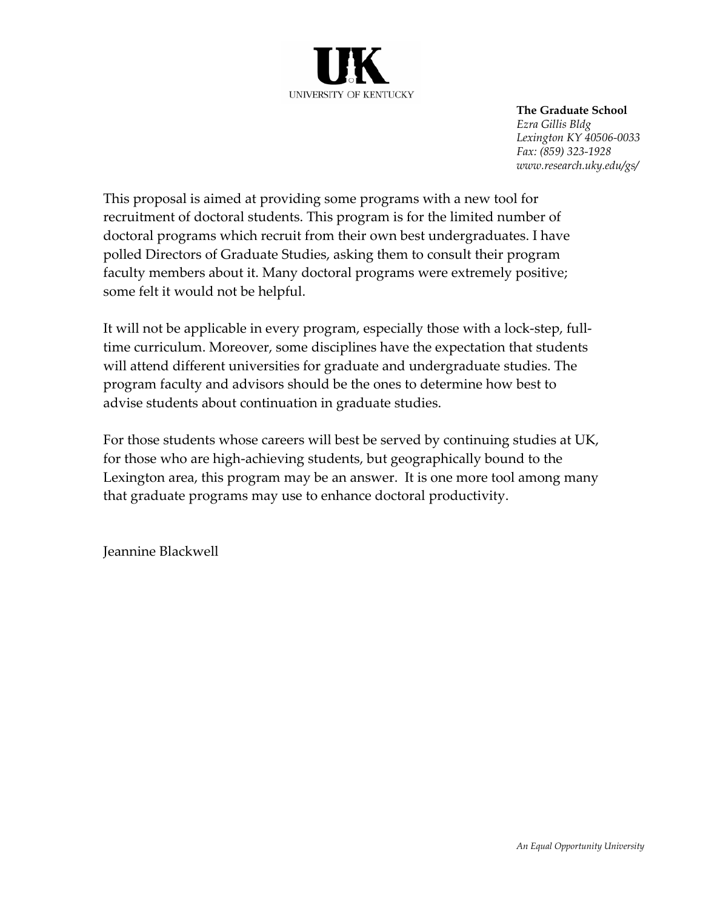UNIVERSITY OF KENTUCKY

**The Graduate School**
*Ezra Gillis Bldg*
*Lexington KY 40506-0033*
*Fax: (859) 323-1928*
*www.research.uky.edu/gs/*

This proposal is aimed at providing some programs with a new tool for recruitment of doctoral students. This program is for the limited number of doctoral programs which recruit from their own best undergraduates. I have polled Directors of Graduate Studies, asking them to consult their program faculty members about it. Many doctoral programs were extremely positive; some felt it would not be helpful.

It will not be applicable in every program, especially those with a lock-step, full-time curriculum. Moreover, some disciplines have the expectation that students will attend different universities for graduate and undergraduate studies. The program faculty and advisors should be the ones to determine how best to advise students about continuation in graduate studies.

For those students whose careers will best be served by continuing studies at UK, for those who are high-achieving students, but geographically bound to the Lexington area, this program may be an answer. It is one more tool among many that graduate programs may use to enhance doctoral productivity.

Jeannine Blackwell

*An Equal Opportunity University*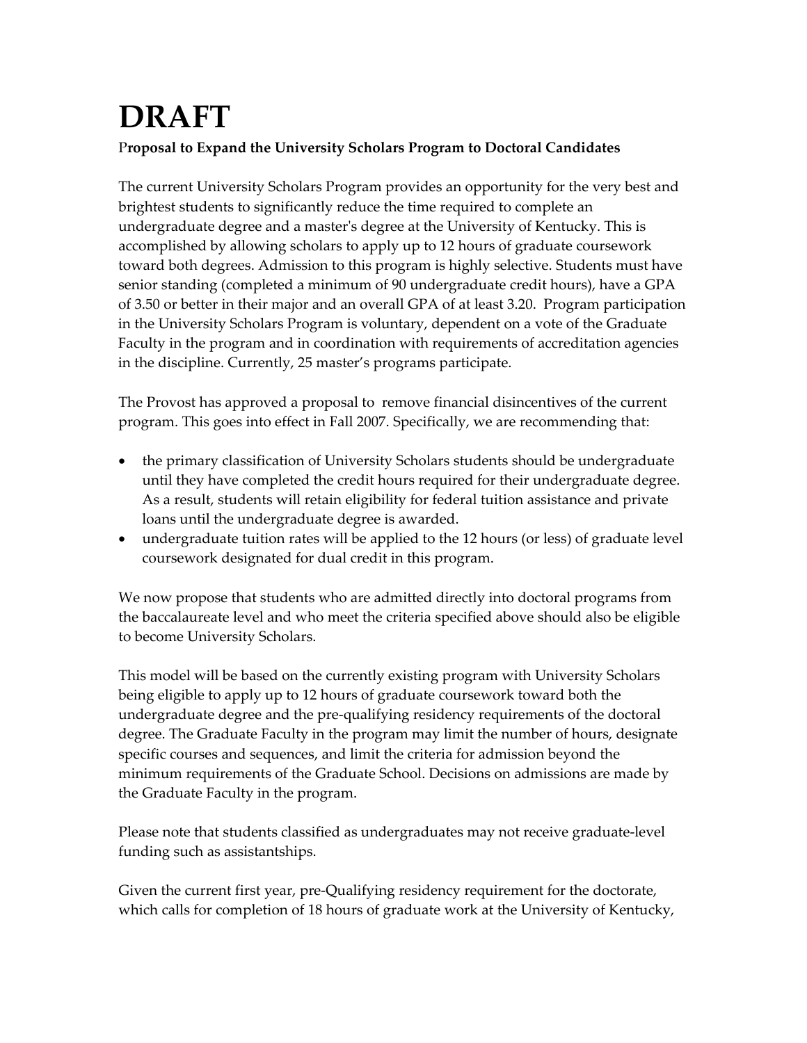# DRAFT

**Proposal to Expand the University Scholars Program to Doctoral Candidates**

The current University Scholars Program provides an opportunity for the very best and brightest students to significantly reduce the time required to complete an undergraduate degree and a master's degree at the University of Kentucky. This is accomplished by allowing scholars to apply up to 12 hours of graduate coursework toward both degrees. Admission to this program is highly selective. Students must have senior standing (completed a minimum of 90 undergraduate credit hours), have a GPA of 3.50 or better in their major and an overall GPA of at least 3.20. Program participation in the University Scholars Program is voluntary, dependent on a vote of the Graduate Faculty in the program and in coordination with requirements of accreditation agencies in the discipline. Currently, 25 master's programs participate.

The Provost has approved a proposal to remove financial disincentives of the current program. This goes into effect in Fall 2007. Specifically, we are recommending that:

- the primary classification of University Scholars students should be undergraduate until they have completed the credit hours required for their undergraduate degree. As a result, students will retain eligibility for federal tuition assistance and private loans until the undergraduate degree is awarded.
- undergraduate tuition rates will be applied to the 12 hours (or less) of graduate level coursework designated for dual credit in this program.

We now propose that students who are admitted directly into doctoral programs from the baccalaureate level and who meet the criteria specified above should also be eligible to become University Scholars.

This model will be based on the currently existing program with University Scholars being eligible to apply up to 12 hours of graduate coursework toward both the undergraduate degree and the pre-qualifying residency requirements of the doctoral degree. The Graduate Faculty in the program may limit the number of hours, designate specific courses and sequences, and limit the criteria for admission beyond the minimum requirements of the Graduate School. Decisions on admissions are made by the Graduate Faculty in the program.

Please note that students classified as undergraduates may not receive graduate-level funding such as assistantships.

Given the current first year, pre-Qualifying residency requirement for the doctorate, which calls for completion of 18 hours of graduate work at the University of Kentucky,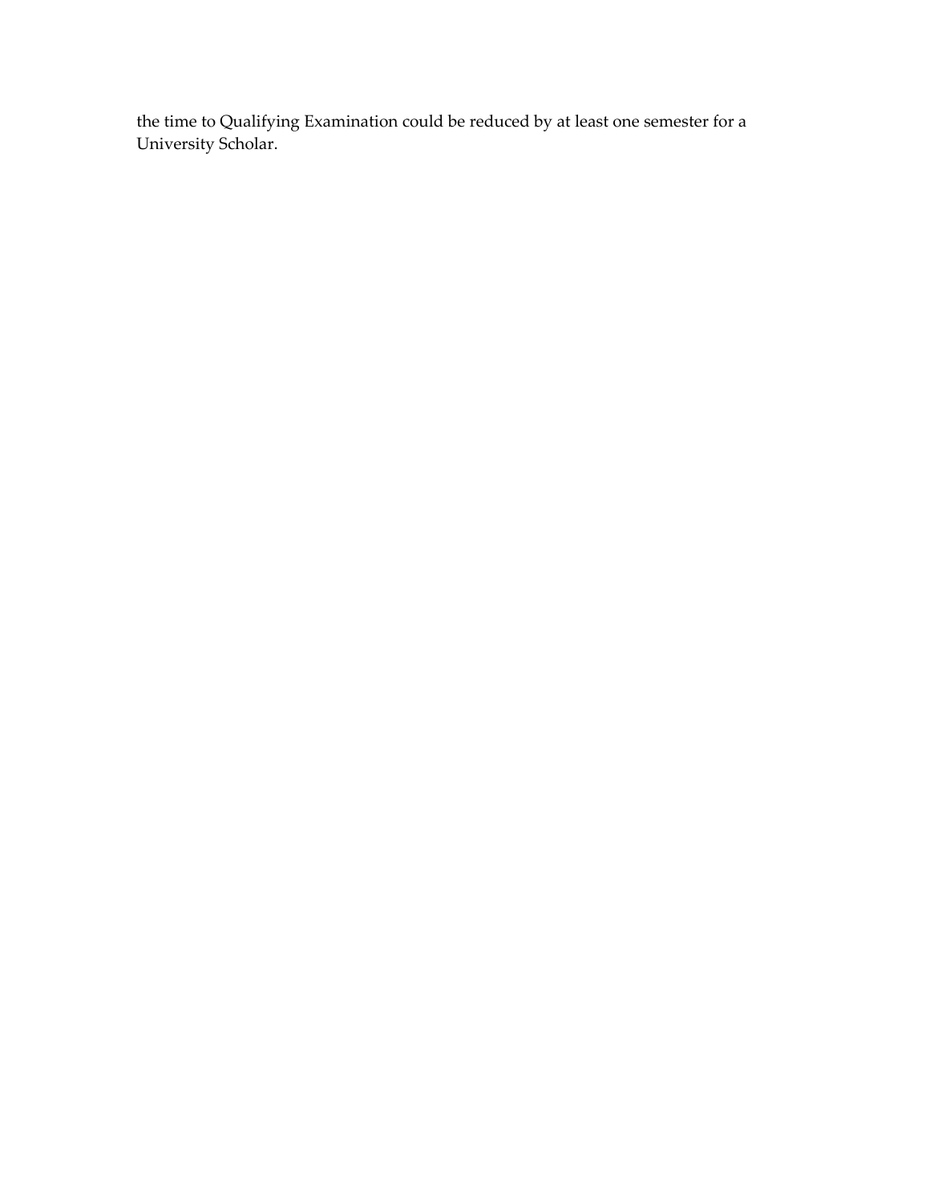the time to Qualifying Examination could be reduced by at least one semester for a University Scholar.